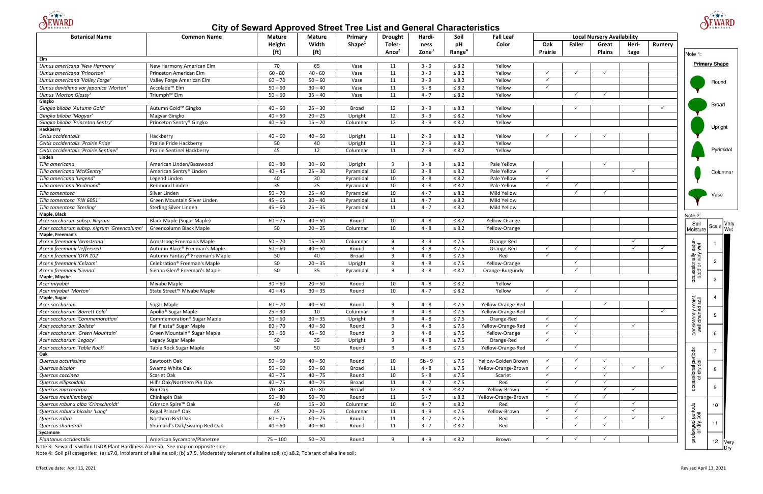# City of Seward Approved Street Tree List and General Characteristics

| Botanical Name | Common Name | Mature Height [ft] | Mature Width [ft] | Primary Shape[1] | Drought Tolerance[2] | Hardiness Zone[3] | Soil pH Range[4] | Fall Leaf Color | Local Nursery Availability | | | | |
|---|---|---|---|---|---|---|---|---|---|---|---|---|---|
| | | | | | | | | | Oak Prairie | Faller | Great Plains | Heritage | Rumery |
| **Elm** | | | | | | | | | | | | | |
| *Ulmus americana 'New Harmony'* | New Harmony American Elm | 70 | 65 | Vase | 11 | 3 - 9 | ≤ 8.2 | Yellow | | | | | |
| *Ulmus americana 'Princeton'* | Princeton American Elm | 60 – 80 | 40 - 60 | Vase | 11 | 3 - 9 | ≤ 8.2 | Yellow | ✓ | ✓ | ✓ | | |
| *Ulmus americana 'Valley Forge'* | Valley Forge American Elm | 60 – 70 | 50 – 60 | Vase | 11 | 3 - 9 | ≤ 8.2 | Yellow | ✓ | | | | |
| *Ulmus davidiana var japonica 'Morton'* | Accolade™ Elm | 50 – 60 | 30 – 40 | Vase | 11 | 5 - 8 | ≤ 8.2 | Yellow | ✓ | | | | |
| *Ulmus 'Morton Glossy'* | Triumph™ Elm | 50 – 60 | 35 – 40 | Vase | 11 | 4 - 7 | ≤ 8.2 | Yellow | | ✓ | ✓ | | |
| **Gingko** | | | | | | | | | | | | | |
| *Gingko biloba 'Autumn Gold'* | Autumn Gold™ Gingko | 40 – 50 | 25 – 30 | Broad | 12 | 3 - 9 | ≤ 8.2 | Yellow | | ✓ | | | ✓ |
| *Gingko biloba 'Magyar'* | Magyar Gingko | 40 – 50 | 20 – 25 | Upright | 12 | 3 - 9 | ≤ 8.2 | Yellow | | | | | |
| *Gingko biloba 'Princeton Sentry'* | Princeton Sentry® Gingko | 40 – 50 | 15 – 20 | Columnar | 12 | 3 - 9 | ≤ 8.2 | Yellow | | | | | |
| **Hackberry** | | | | | | | | | | | | | |
| *Celtis occidentalis* | Hackberry | 40 – 60 | 40 – 50 | Upright | 11 | 2 - 9 | ≤ 8.2 | Yellow | ✓ | ✓ | ✓ | | |
| *Celtis occidentalis 'Prairie Pride'* | Prairie Pride Hackberry | 50 | 40 | Upright | 11 | 2 - 9 | ≤ 8.2 | Yellow | | | | | |
| *Celtis occidentalis 'Prairie Sentinel'* | Prairie Sentinel Hackberry | 45 | 12 | Columnar | 11 | 2 - 9 | ≤ 8.2 | Yellow | | | | | |
| **Linden** | | | | | | | | | | | | | |
| *Tilia americana* | American Linden/Basswood | 60 – 80 | 30 – 60 | Upright | 9 | 3 - 8 | ≤ 8.2 | Pale Yellow | | | ✓ | | |
| *Tilia americana 'McKSentry'* | American Sentry® Linden | 40 – 45 | 25 – 30 | Pyramidal | 10 | 3 - 8 | ≤ 8.2 | Pale Yellow | ✓ | | | ✓ | |
| *Tilia americana 'Legend'* | Legend Linden | 40 | 30 | Pyramidal | 10 | 3 - 8 | ≤ 8.2 | Pale Yellow | ✓ | | | | |
| *Tilia americana 'Redmond'* | Redmond Linden | 35 | 25 | Pyramidal | 10 | 3 - 8 | ≤ 8.2 | Pale Yellow | ✓ | ✓ | | | |
| *Tilia tomentosa* | Silver Linden | 50 – 70 | 25 – 40 | Pyramidal | 10 | 4 - 7 | ≤ 8.2 | Mild Yellow | | ✓ | ✓ | | |
| *Tilia tomentosa 'PNI 6051'* | Green Mountain Silver Linden | 45 – 65 | 30 – 40 | Pyramidal | 11 | 4 - 7 | ≤ 8.2 | Mild Yellow | | | | | |
| *Tilia tomentosa 'Sterling'* | Sterling Silver Linden | 45 – 50 | 25 – 35 | Pyramidal | 11 | 4 - 7 | ≤ 8.2 | Mild Yellow | | | | | |
| **Maple, Black** | | | | | | | | | | | | | |
| *Acer saccharum subsp. Nigrum* | Black Maple (Sugar Maple) | 60 – 75 | 40 – 50 | Round | 10 | 4 - 8 | ≤ 8.2 | Yellow-Orange | | | | | |
| *Acer saccharum subsp. nigrum 'Greencolumn'* | Greencolumn Black Maple | 50 | 20 – 25 | Columnar | 10 | 4 - 8 | ≤ 8.2 | Yellow-Orange | | | | | |
| **Maple, Freeman's** | | | | | | | | | | | | | |
| *Acer x freemanii 'Armstrong'* | Armstrong Freeman's Maple | 50 – 70 | 15 – 20 | Columnar | 9 | 3 - 9 | ≤ 7.5 | Orange-Red | | | | ✓ | |
| *Acer x freemanii 'Jeffersred'* | Autumn Blaze® Freeman's Maple | 50 – 60 | 40 – 50 | Round | 9 | 3 - 8 | ≤ 7.5 | Orange-Red | ✓ | ✓ | | ✓ | ✓ |
| *Acer x freemanii 'DTR 102'* | Autumn Fantasy® Freeman's Maple | 50 | 40 | Broad | 9 | 4 - 8 | ≤ 7.5 | Red | ✓ | | | | |
| *Acer x freemanii 'Celzam'* | Celebration® Freeman's Maple | 50 | 20 – 35 | Upright | 9 | 4 - 8 | ≤ 7.5 | Yellow-Orange | | ✓ | | | |
| *Acer x freemanii 'Sienna'* | Sienna Glen® Freeman's Maple | 50 | 35 | Pyramidal | 9 | 3 - 8 | ≤ 8.2 | Orange-Burgundy | | ✓ | | | |
| **Maple, Miyabe** | | | | | | | | | | | | | |
| *Acer miyabei* | Miyabe Maple | 30 – 60 | 20 – 50 | Round | 10 | 4 - 8 | ≤ 8.2 | Yellow | | | | | |
| *Acer miyabei 'Morton'* | State Street™ Miyabe Maple | 40 – 45 | 30 – 35 | Round | 10 | 4 - 7 | ≤ 8.2 | Yellow | ✓ | ✓ | | | |
| **Maple, Sugar** | | | | | | | | | | | | | |
| *Acer saccharum* | Sugar Maple | 60 – 70 | 40 – 50 | Round | 9 | 4 - 8 | ≤ 7.5 | Yellow-Orange-Red | | | ✓ | | |
| *Acer saccharum 'Barrett Cole'* | Apollo® Sugar Maple | 25 – 30 | 10 | Columnar | 9 | 4 - 8 | ≤ 7.5 | Yellow-Orange-Red | | | | | ✓ |
| *Acer saccharum 'Commemoration'* | Commemoration® Sugar Maple | 50 – 60 | 30 – 35 | Upright | 9 | 4 - 8 | ≤ 7.5 | Orange-Red | ✓ | ✓ | | | |
| *Acer saccharum 'Bailsta'* | Fall Fiesta® Sugar Maple | 60 – 70 | 40 – 50 | Round | 9 | 4 - 8 | ≤ 7.5 | Yellow-Orange-Red | ✓ | ✓ | | ✓ | |
| *Acer saccharum 'Green Mountain'* | Green Mountain® Sugar Maple | 50 – 60 | 45 – 50 | Round | 9 | 4 - 8 | ≤ 7.5 | Yellow-Orange | ✓ | ✓ | | | |
| *Acer saccharum 'Legacy'* | Legacy Sugar Maple | 50 | 35 | Upright | 9 | 4 - 8 | ≤ 7.5 | Orange-Red | ✓ | | | | |
| *Acer saccharum 'Table Rock'* | Table Rock Sugar Maple | 50 | 50 | Round | 9 | 4 - 8 | ≤ 7.5 | Yellow-Orange-Red | | ✓ | | | |
| **Oak** | | | | | | | | | | | | | |
| *Quercus accutissima* | Sawtooth Oak | 50 – 60 | 40 – 50 | Round | 10 | 5b - 9 | ≤ 7.5 | Yellow-Golden Brown | ✓ | ✓ | ✓ | | |
| *Quercus bicolor* | Swamp White Oak | 50 – 60 | 50 – 60 | Broad | 11 | 4 - 8 | ≤ 7.5 | Yellow-Orange-Brown | ✓ | ✓ | ✓ | ✓ | ✓ |
| *Quercus coccinea* | Scarlet Oak | 40 – 75 | 40 – 75 | Round | 10 | 5 - 8 | ≤ 7.5 | Scarlet | ✓ | | ✓ | | |
| *Quercus ellipsoidalis* | Hill's Oak/Northern Pin Oak | 40 – 75 | 40 – 75 | Broad | 11 | 4 - 7 | ≤ 7.5 | Red | ✓ | ✓ | ✓ | | |
| *Quercus macrocarpa* | Bur Oak | 70 - 80 | 70 - 80 | Broad | 12 | 3 - 8 | ≤ 8.2 | Yellow-Brown | ✓ | | ✓ | ✓ | |
| *Quercus muehlembergi* | Chinkapin Oak | 50 – 80 | 50 – 70 | Round | 11 | 5 - 7 | ≤ 8.2 | Yellow-Orange-Brown | ✓ | ✓ | ✓ | | |
| *Quercus robur x alba 'Crimschmidt'* | Crimson Spire™ Oak | 40 | 15 – 20 | Columnar | 10 | 4 - 7 | ≤ 8.2 | Red | | ✓ | | ✓ | |
| *Quercus robur x bicolor 'Long'* | Regal Prince® Oak | 45 | 20 – 25 | Columnar | 11 | 4 - 9 | ≤ 7.5 | Yellow-Brown | ✓ | ✓ | | ✓ | |
| *Quercus rubra* | Northern Red Oak | 60 – 75 | 60 – 75 | Round | 11 | 3 - 7 | ≤ 7.5 | Red | ✓ | ✓ | ✓ | ✓ | ✓ |
| *Quercus shumardii* | Shumard's Oak/Swamp Red Oak | 40 – 60 | 40 – 60 | Round | 11 | 3 - 7 | ≤ 8.2 | Red | | ✓ | ✓ | | |
| **Sycamore** | | | | | | | | | | | | | |
| *Plantanus occidentalis* | American Sycamore/Planetree | 75 – 100 | 50 – 70 | Round | 9 | 4 - 9 | ≤ 8.2 | Brown | ✓ | ✓ | ✓ | | |

Note 3: Seward is within USDA Plant Hardiness Zone 5b. See map on opposite side.

Note 4: Soil pH categories: (a) ≤7.0, Intolerant of alkaline soil; (b) ≤7.5, Moderately tolerant of alkaline soil; (c) ≤8.2, Tolerant of alkaline soil;

Note 1:

**Primary Shape**

- Round
- Broad
- Upright
- Pyrimidal
- Columnar
- Vase

Note 2:

| Soil Moisture | Scale |
|---|---|
| occassionally saturated or very wet | 1 (Very Wet) |
| | 2 |
| | 3 |
| consistently moist, well drained soil | 4 |
| | 5 |
| | 6 |
| occassional periods of dry soil | 7 |
| | 8 |
| | 9 |
| prolonged periods of dry soil | 10 |
| | 11 |
| | 12 (Very Dry) |

Effective date: April 13, 2021

Revised April 13, 2021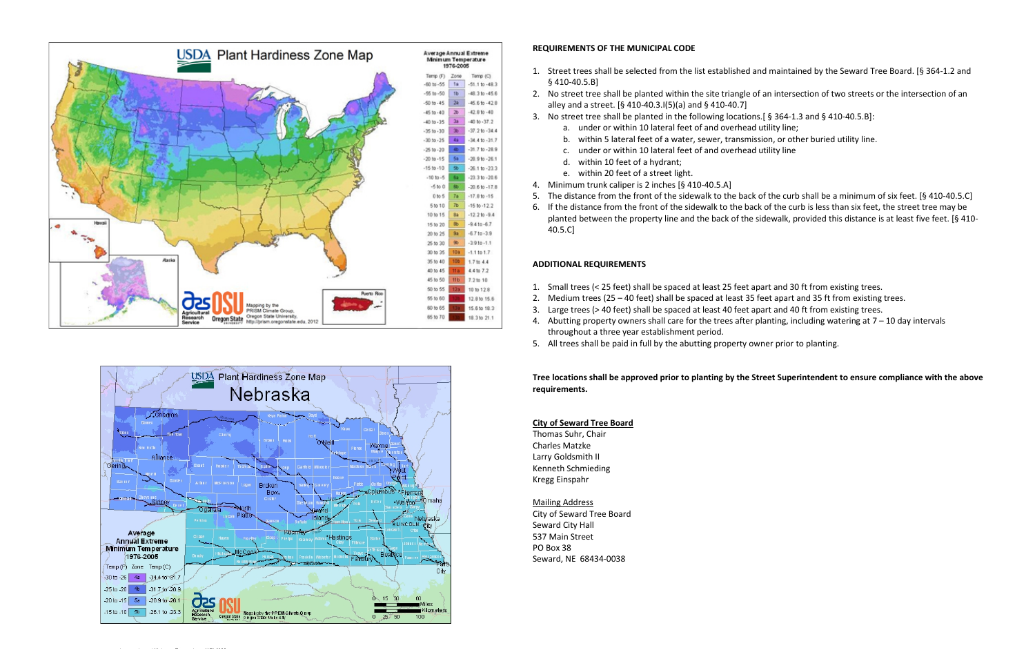**REQUIREMENTS OF THE MUNICIPAL CODE**

1. Street trees shall be selected from the list established and maintained by the Seward Tree Board. [§ 364-1.2 and § 410-40.5.B]
2. No street tree shall be planted within the site triangle of an intersection of two streets or the intersection of an alley and a street. [§ 410-40.3.I(5)(a) and § 410-40.7]
3. No street tree shall be planted in the following locations.[ § 364-1.3 and § 410-40.5.B]:
   a. under or within 10 lateral feet of and overhead utility line;
   b. within 5 lateral feet of a water, sewer, transmission, or other buried utility line.
   c. under or within 10 lateral feet of and overhead utility line
   d. within 10 feet of a hydrant;
   e. within 20 feet of a street light.
4. Minimum trunk caliper is 2 inches [§ 410-40.5.A]
5. The distance from the front of the sidewalk to the back of the curb shall be a minimum of six feet. [§ 410-40.5.C]
6. If the distance from the front of the sidewalk to the back of the curb is less than six feet, the street tree may be planted between the property line and the back of the sidewalk, provided this distance is at least five feet. [§ 410-40.5.C]

**ADDITIONAL REQUIREMENTS**

1. Small trees (< 25 feet) shall be spaced at least 25 feet apart and 30 ft from existing trees.
2. Medium trees (25 – 40 feet) shall be spaced at least 35 feet apart and 35 ft from existing trees.
3. Large trees (> 40 feet) shall be spaced at least 40 feet apart and 40 ft from existing trees.
4. Abutting property owners shall care for the trees after planting, including watering at 7 – 10 day intervals throughout a three year establishment period.
5. All trees shall be paid in full by the abutting property owner prior to planting.

**Tree locations shall be approved prior to planting by the Street Superintendent to ensure compliance with the above requirements.**

**City of Seward Tree Board**
Thomas Suhr, Chair
Charles Matzke
Larry Goldsmith II
Kenneth Schmieding
Kregg Einspahr

Mailing Address
City of Seward Tree Board
Seward City Hall
537 Main Street
PO Box 38
Seward, NE 68434-0038